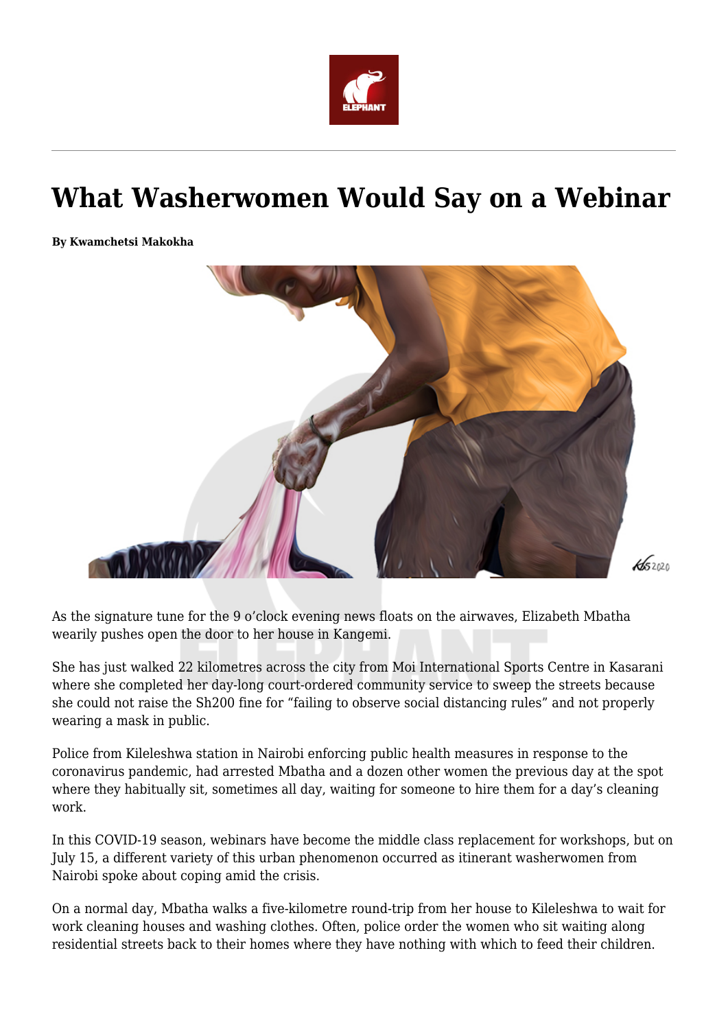# What Washerwomen Would Say on a Webinar

**By Kwamchetsi Makokha**

As the signature tune for the 9 o'clock evening news floats on the airwaves, Elizabeth Mbatha wearily pushes open the door to her house in Kangemi.

She has just walked 22 kilometres across the city from Moi International Sports Centre in Kasarani where she completed her day-long court-ordered community service to sweep the streets because she could not raise the Sh200 fine for "failing to observe social distancing rules" and not properly wearing a mask in public.

Police from Kileleshwa station in Nairobi enforcing public health measures in response to the coronavirus pandemic, had arrested Mbatha and a dozen other women the previous day at the spot where they habitually sit, sometimes all day, waiting for someone to hire them for a day's cleaning work.

In this COVID-19 season, webinars have become the middle class replacement for workshops, but on July 15, a different variety of this urban phenomenon occurred as itinerant washerwomen from Nairobi spoke about coping amid the crisis.

On a normal day, Mbatha walks a five-kilometre round-trip from her house to Kileleshwa to wait for work cleaning houses and washing clothes. Often, police order the women who sit waiting along residential streets back to their homes where they have nothing with which to feed their children.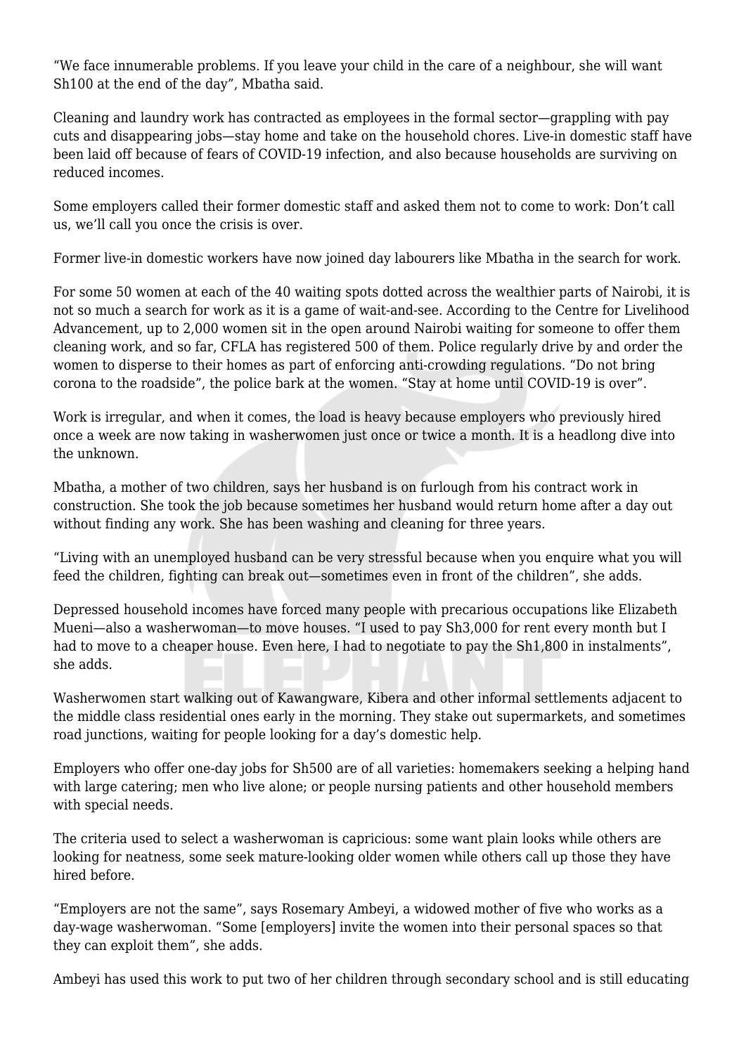“We face innumerable problems. If you leave your child in the care of a neighbour, she will want Sh100 at the end of the day”, Mbatha said.

Cleaning and laundry work has contracted as employees in the formal sector—grappling with pay cuts and disappearing jobs—stay home and take on the household chores. Live-in domestic staff have been laid off because of fears of COVID-19 infection, and also because households are surviving on reduced incomes.

Some employers called their former domestic staff and asked them not to come to work: Don’t call us, we’ll call you once the crisis is over.

Former live-in domestic workers have now joined day labourers like Mbatha in the search for work.

For some 50 women at each of the 40 waiting spots dotted across the wealthier parts of Nairobi, it is not so much a search for work as it is a game of wait-and-see. According to the Centre for Livelihood Advancement, up to 2,000 women sit in the open around Nairobi waiting for someone to offer them cleaning work, and so far, CFLA has registered 500 of them. Police regularly drive by and order the women to disperse to their homes as part of enforcing anti-crowding regulations. “Do not bring corona to the roadside”, the police bark at the women. “Stay at home until COVID-19 is over”.

Work is irregular, and when it comes, the load is heavy because employers who previously hired once a week are now taking in washerwomen just once or twice a month. It is a headlong dive into the unknown.

Mbatha, a mother of two children, says her husband is on furlough from his contract work in construction. She took the job because sometimes her husband would return home after a day out without finding any work. She has been washing and cleaning for three years.

“Living with an unemployed husband can be very stressful because when you enquire what you will feed the children, fighting can break out—sometimes even in front of the children”, she adds.

Depressed household incomes have forced many people with precarious occupations like Elizabeth Mueni—also a washerwoman—to move houses. “I used to pay Sh3,000 for rent every month but I had to move to a cheaper house. Even here, I had to negotiate to pay the Sh1,800 in instalments”, she adds.

Washerwomen start walking out of Kawangware, Kibera and other informal settlements adjacent to the middle class residential ones early in the morning. They stake out supermarkets, and sometimes road junctions, waiting for people looking for a day’s domestic help.

Employers who offer one-day jobs for Sh500 are of all varieties: homemakers seeking a helping hand with large catering; men who live alone; or people nursing patients and other household members with special needs.

The criteria used to select a washerwoman is capricious: some want plain looks while others are looking for neatness, some seek mature-looking older women while others call up those they have hired before.

“Employers are not the same”, says Rosemary Ambeyi, a widowed mother of five who works as a day-wage washerwoman. “Some [employers] invite the women into their personal spaces so that they can exploit them”, she adds.

Ambeyi has used this work to put two of her children through secondary school and is still educating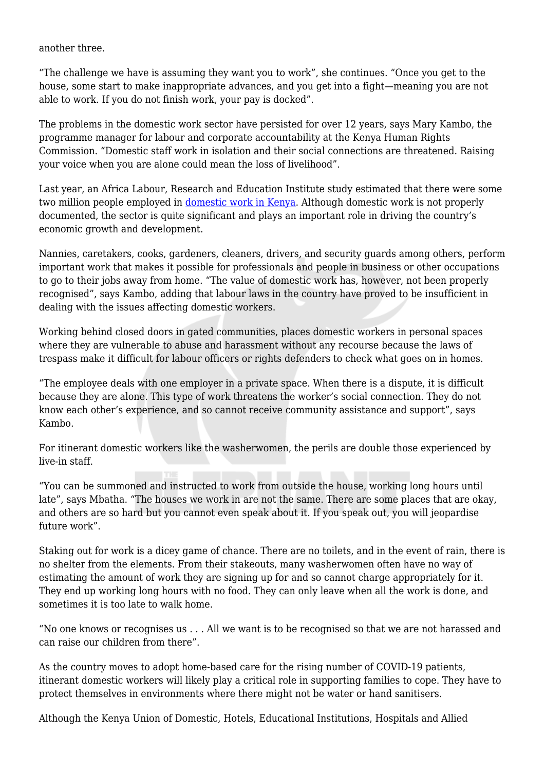another three.

“The challenge we have is assuming they want you to work”, she continues. “Once you get to the house, some start to make inappropriate advances, and you get into a fight—meaning you are not able to work. If you do not finish work, your pay is docked”.

The problems in the domestic work sector have persisted for over 12 years, says Mary Kambo, the programme manager for labour and corporate accountability at the Kenya Human Rights Commission. “Domestic staff work in isolation and their social connections are threatened. Raising your voice when you are alone could mean the loss of livelihood”.

Last year, an Africa Labour, Research and Education Institute study estimated that there were some two million people employed in domestic work in Kenya. Although domestic work is not properly documented, the sector is quite significant and plays an important role in driving the country’s economic growth and development.

Nannies, caretakers, cooks, gardeners, cleaners, drivers, and security guards among others, perform important work that makes it possible for professionals and people in business or other occupations to go to their jobs away from home. “The value of domestic work has, however, not been properly recognised”, says Kambo, adding that labour laws in the country have proved to be insufficient in dealing with the issues affecting domestic workers.

Working behind closed doors in gated communities, places domestic workers in personal spaces where they are vulnerable to abuse and harassment without any recourse because the laws of trespass make it difficult for labour officers or rights defenders to check what goes on in homes.

“The employee deals with one employer in a private space. When there is a dispute, it is difficult because they are alone. This type of work threatens the worker’s social connection. They do not know each other’s experience, and so cannot receive community assistance and support”, says Kambo.

For itinerant domestic workers like the washerwomen, the perils are double those experienced by live-in staff.

“You can be summoned and instructed to work from outside the house, working long hours until late”, says Mbatha. “The houses we work in are not the same. There are some places that are okay, and others are so hard but you cannot even speak about it. If you speak out, you will jeopardise future work”.

Staking out for work is a dicey game of chance. There are no toilets, and in the event of rain, there is no shelter from the elements. From their stakeouts, many washerwomen often have no way of estimating the amount of work they are signing up for and so cannot charge appropriately for it. They end up working long hours with no food. They can only leave when all the work is done, and sometimes it is too late to walk home.

“No one knows or recognises us . . . All we want is to be recognised so that we are not harassed and can raise our children from there”.

As the country moves to adopt home-based care for the rising number of COVID-19 patients, itinerant domestic workers will likely play a critical role in supporting families to cope. They have to protect themselves in environments where there might not be water or hand sanitisers.

Although the Kenya Union of Domestic, Hotels, Educational Institutions, Hospitals and Allied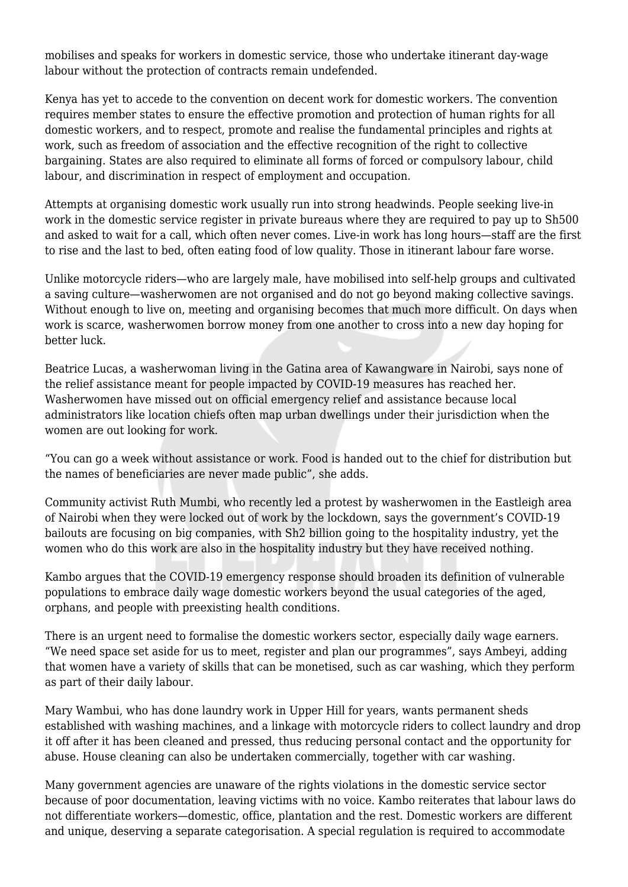mobilises and speaks for workers in domestic service, those who undertake itinerant day-wage labour without the protection of contracts remain undefended.

Kenya has yet to accede to the convention on decent work for domestic workers. The convention requires member states to ensure the effective promotion and protection of human rights for all domestic workers, and to respect, promote and realise the fundamental principles and rights at work, such as freedom of association and the effective recognition of the right to collective bargaining. States are also required to eliminate all forms of forced or compulsory labour, child labour, and discrimination in respect of employment and occupation.

Attempts at organising domestic work usually run into strong headwinds. People seeking live-in work in the domestic service register in private bureaus where they are required to pay up to Sh500 and asked to wait for a call, which often never comes. Live-in work has long hours—staff are the first to rise and the last to bed, often eating food of low quality. Those in itinerant labour fare worse.

Unlike motorcycle riders—who are largely male, have mobilised into self-help groups and cultivated a saving culture—washerwomen are not organised and do not go beyond making collective savings. Without enough to live on, meeting and organising becomes that much more difficult. On days when work is scarce, washerwomen borrow money from one another to cross into a new day hoping for better luck.

Beatrice Lucas, a washerwoman living in the Gatina area of Kawangware in Nairobi, says none of the relief assistance meant for people impacted by COVID-19 measures has reached her. Washerwomen have missed out on official emergency relief and assistance because local administrators like location chiefs often map urban dwellings under their jurisdiction when the women are out looking for work.

"You can go a week without assistance or work. Food is handed out to the chief for distribution but the names of beneficiaries are never made public", she adds.

Community activist Ruth Mumbi, who recently led a protest by washerwomen in the Eastleigh area of Nairobi when they were locked out of work by the lockdown, says the government's COVID-19 bailouts are focusing on big companies, with Sh2 billion going to the hospitality industry, yet the women who do this work are also in the hospitality industry but they have received nothing.

Kambo argues that the COVID-19 emergency response should broaden its definition of vulnerable populations to embrace daily wage domestic workers beyond the usual categories of the aged, orphans, and people with preexisting health conditions.

There is an urgent need to formalise the domestic workers sector, especially daily wage earners. "We need space set aside for us to meet, register and plan our programmes", says Ambeyi, adding that women have a variety of skills that can be monetised, such as car washing, which they perform as part of their daily labour.

Mary Wambui, who has done laundry work in Upper Hill for years, wants permanent sheds established with washing machines, and a linkage with motorcycle riders to collect laundry and drop it off after it has been cleaned and pressed, thus reducing personal contact and the opportunity for abuse. House cleaning can also be undertaken commercially, together with car washing.

Many government agencies are unaware of the rights violations in the domestic service sector because of poor documentation, leaving victims with no voice. Kambo reiterates that labour laws do not differentiate workers—domestic, office, plantation and the rest. Domestic workers are different and unique, deserving a separate categorisation. A special regulation is required to accommodate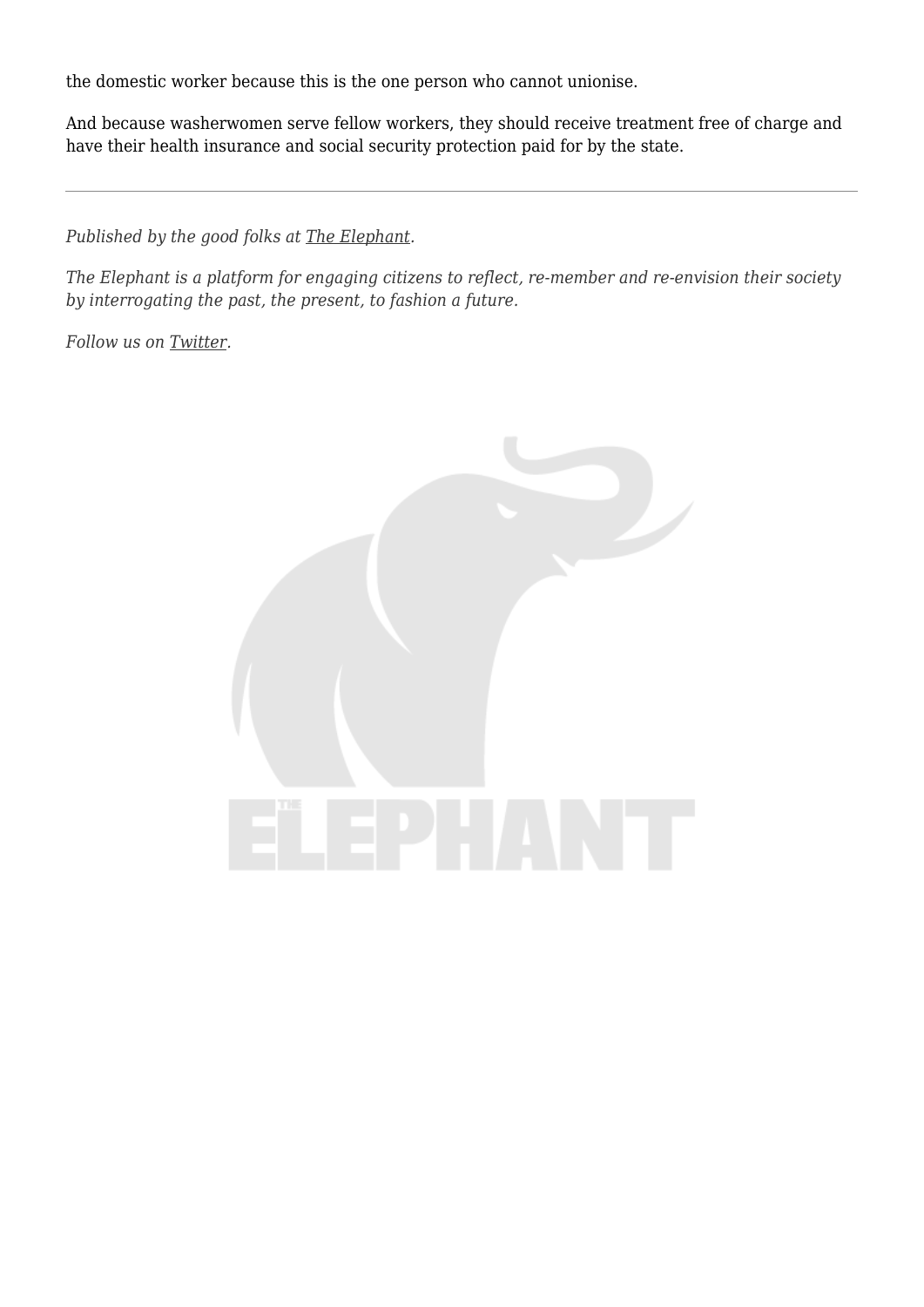the domestic worker because this is the one person who cannot unionise.

And because washerwomen serve fellow workers, they should receive treatment free of charge and have their health insurance and social security protection paid for by the state.

---

*Published by the good folks at The Elephant.*

*The Elephant is a platform for engaging citizens to reflect, re-member and re-envision their society by interrogating the past, the present, to fashion a future.*

*Follow us on Twitter.*